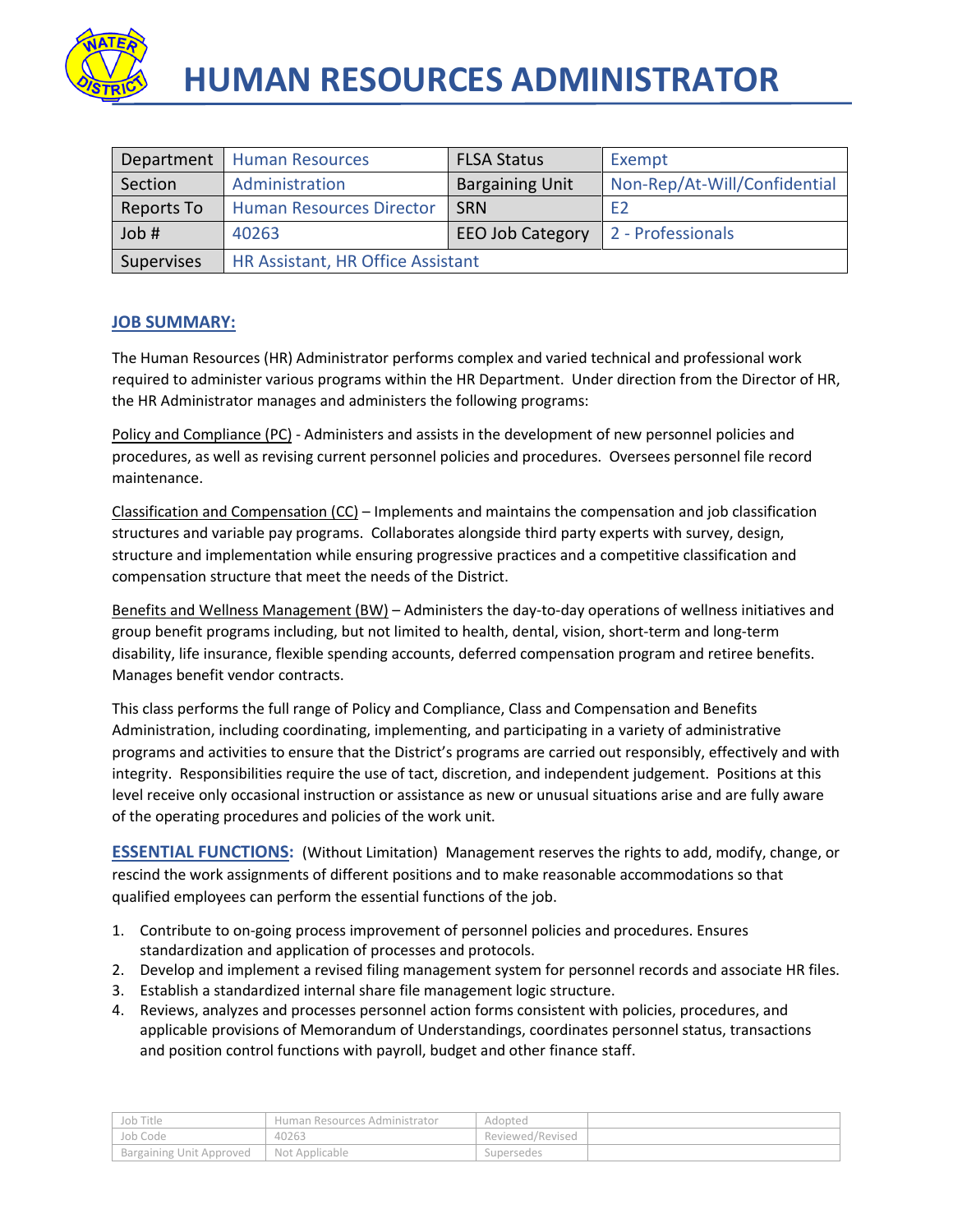# HUMAN RESOURCES ADMINISTRATOR

| Department | Human Resources | FLSA Status | Exempt |
|---|---|---|---|
| Section | Administration | Bargaining Unit | Non-Rep/At-Will/Confidential |
| Reports To | Human Resources Director | SRN | E2 |
| Job # | 40263 | EEO Job Category | 2 - Professionals |
| Supervises | HR Assistant, HR Office Assistant | | |

## JOB SUMMARY:

The Human Resources (HR) Administrator performs complex and varied technical and professional work required to administer various programs within the HR Department. Under direction from the Director of HR, the HR Administrator manages and administers the following programs:

Policy and Compliance (PC) - Administers and assists in the development of new personnel policies and procedures, as well as revising current personnel policies and procedures. Oversees personnel file record maintenance.

Classification and Compensation (CC) – Implements and maintains the compensation and job classification structures and variable pay programs. Collaborates alongside third party experts with survey, design, structure and implementation while ensuring progressive practices and a competitive classification and compensation structure that meet the needs of the District.

Benefits and Wellness Management (BW) – Administers the day-to-day operations of wellness initiatives and group benefit programs including, but not limited to health, dental, vision, short-term and long-term disability, life insurance, flexible spending accounts, deferred compensation program and retiree benefits. Manages benefit vendor contracts.

This class performs the full range of Policy and Compliance, Class and Compensation and Benefits Administration, including coordinating, implementing, and participating in a variety of administrative programs and activities to ensure that the District's programs are carried out responsibly, effectively and with integrity. Responsibilities require the use of tact, discretion, and independent judgement. Positions at this level receive only occasional instruction or assistance as new or unusual situations arise and are fully aware of the operating procedures and policies of the work unit.

**ESSENTIAL FUNCTIONS:** (Without Limitation) Management reserves the rights to add, modify, change, or rescind the work assignments of different positions and to make reasonable accommodations so that qualified employees can perform the essential functions of the job.

1. Contribute to on-going process improvement of personnel policies and procedures. Ensures standardization and application of processes and protocols.
2. Develop and implement a revised filing management system for personnel records and associate HR files.
3. Establish a standardized internal share file management logic structure.
4. Reviews, analyzes and processes personnel action forms consistent with policies, procedures, and applicable provisions of Memorandum of Understandings, coordinates personnel status, transactions and position control functions with payroll, budget and other finance staff.

| Job Title | Human Resources Administrator | Adopted | |
|---|---|---|---|
| Job Code | 40263 | Reviewed/Revised | |
| Bargaining Unit Approved | Not Applicable | Supersedes | |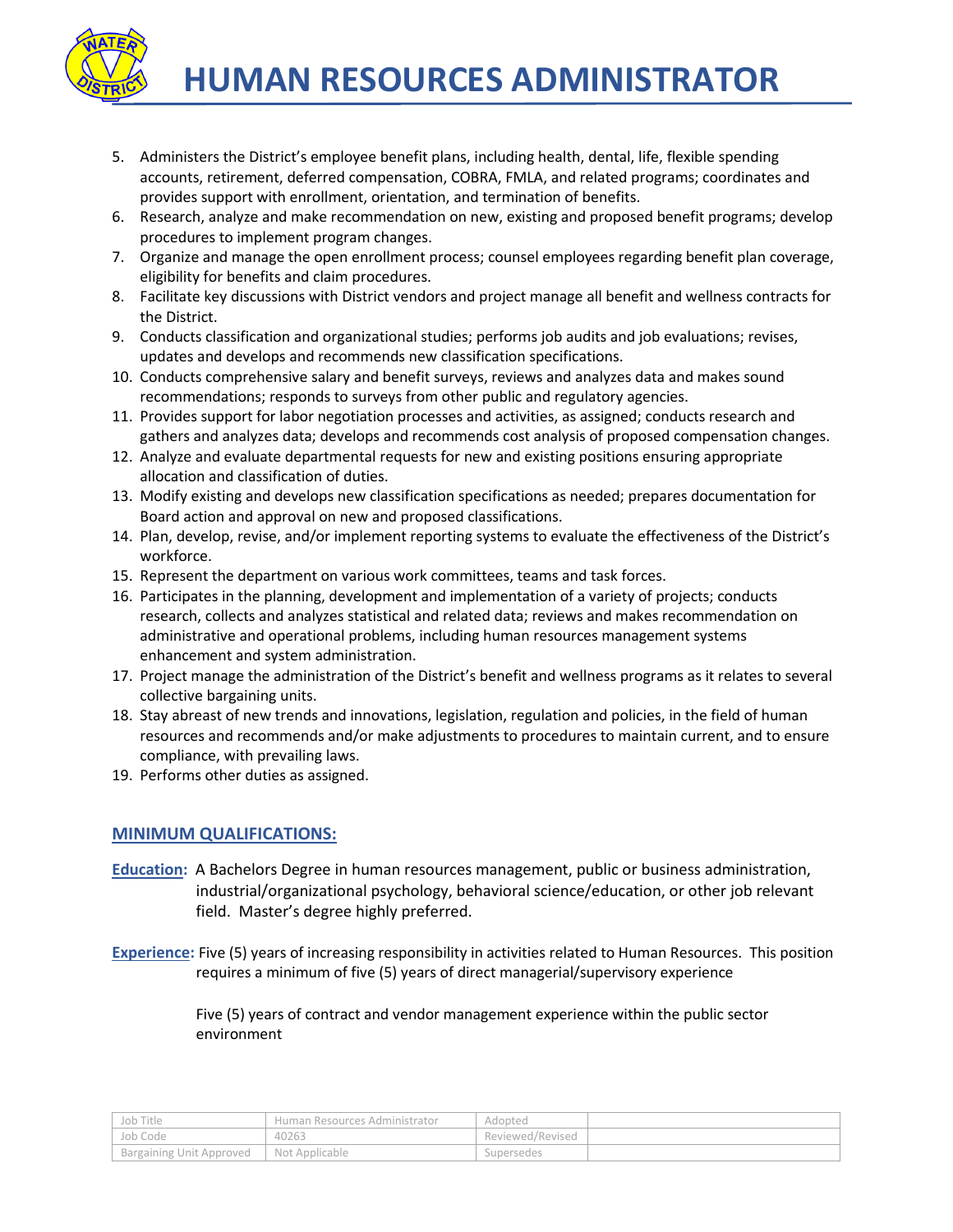5. Administers the District's employee benefit plans, including health, dental, life, flexible spending accounts, retirement, deferred compensation, COBRA, FMLA, and related programs; coordinates and provides support with enrollment, orientation, and termination of benefits.
6. Research, analyze and make recommendation on new, existing and proposed benefit programs; develop procedures to implement program changes.
7. Organize and manage the open enrollment process; counsel employees regarding benefit plan coverage, eligibility for benefits and claim procedures.
8. Facilitate key discussions with District vendors and project manage all benefit and wellness contracts for the District.
9. Conducts classification and organizational studies; performs job audits and job evaluations; revises, updates and develops and recommends new classification specifications.
10. Conducts comprehensive salary and benefit surveys, reviews and analyzes data and makes sound recommendations; responds to surveys from other public and regulatory agencies.
11. Provides support for labor negotiation processes and activities, as assigned; conducts research and gathers and analyzes data; develops and recommends cost analysis of proposed compensation changes.
12. Analyze and evaluate departmental requests for new and existing positions ensuring appropriate allocation and classification of duties.
13. Modify existing and develops new classification specifications as needed; prepares documentation for Board action and approval on new and proposed classifications.
14. Plan, develop, revise, and/or implement reporting systems to evaluate the effectiveness of the District's workforce.
15. Represent the department on various work committees, teams and task forces.
16. Participates in the planning, development and implementation of a variety of projects; conducts research, collects and analyzes statistical and related data; reviews and makes recommendation on administrative and operational problems, including human resources management systems enhancement and system administration.
17. Project manage the administration of the District's benefit and wellness programs as it relates to several collective bargaining units.
18. Stay abreast of new trends and innovations, legislation, regulation and policies, in the field of human resources and recommends and/or make adjustments to procedures to maintain current, and to ensure compliance, with prevailing laws.
19. Performs other duties as assigned.

## MINIMUM QUALIFICATIONS:

**Education:** A Bachelors Degree in human resources management, public or business administration, industrial/organizational psychology, behavioral science/education, or other job relevant field. Master's degree highly preferred.

**Experience:** Five (5) years of increasing responsibility in activities related to Human Resources. This position requires a minimum of five (5) years of direct managerial/supervisory experience

Five (5) years of contract and vendor management experience within the public sector environment

| Job Title | Human Resources Administrator | Adopted | |
|---|---|---|---|
| Job Code | 40263 | Reviewed/Revised | |
| Bargaining Unit Approved | Not Applicable | Supersedes | |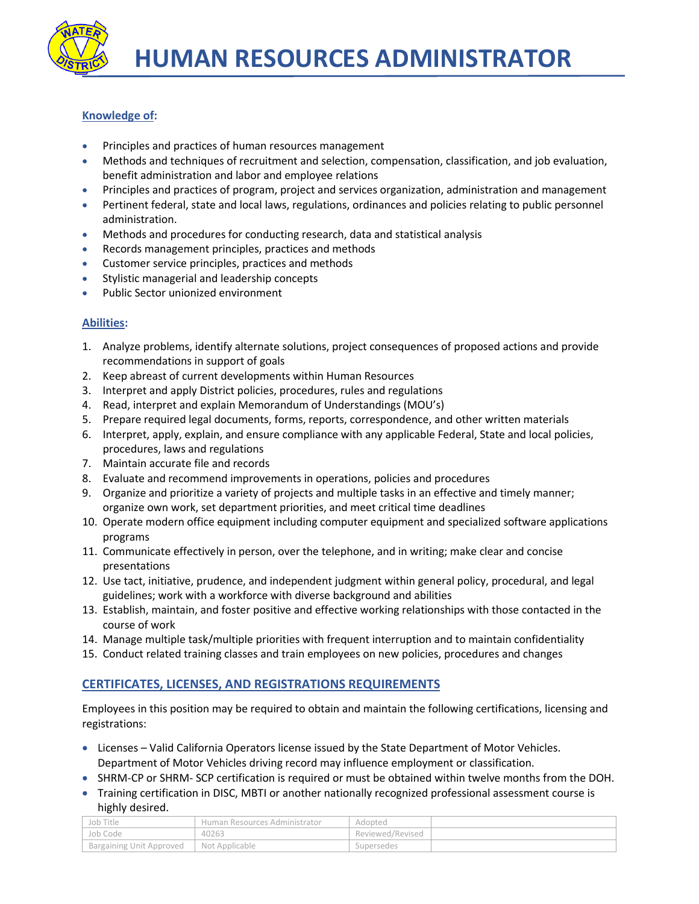# HUMAN RESOURCES ADMINISTRATOR

**Knowledge of:**

- Principles and practices of human resources management
- Methods and techniques of recruitment and selection, compensation, classification, and job evaluation, benefit administration and labor and employee relations
- Principles and practices of program, project and services organization, administration and management
- Pertinent federal, state and local laws, regulations, ordinances and policies relating to public personnel administration.
- Methods and procedures for conducting research, data and statistical analysis
- Records management principles, practices and methods
- Customer service principles, practices and methods
- Stylistic managerial and leadership concepts
- Public Sector unionized environment

**Abilities:**

1. Analyze problems, identify alternate solutions, project consequences of proposed actions and provide recommendations in support of goals
2. Keep abreast of current developments within Human Resources
3. Interpret and apply District policies, procedures, rules and regulations
4. Read, interpret and explain Memorandum of Understandings (MOU's)
5. Prepare required legal documents, forms, reports, correspondence, and other written materials
6. Interpret, apply, explain, and ensure compliance with any applicable Federal, State and local policies, procedures, laws and regulations
7. Maintain accurate file and records
8. Evaluate and recommend improvements in operations, policies and procedures
9. Organize and prioritize a variety of projects and multiple tasks in an effective and timely manner; organize own work, set department priorities, and meet critical time deadlines
10. Operate modern office equipment including computer equipment and specialized software applications programs
11. Communicate effectively in person, over the telephone, and in writing; make clear and concise presentations
12. Use tact, initiative, prudence, and independent judgment within general policy, procedural, and legal guidelines; work with a workforce with diverse background and abilities
13. Establish, maintain, and foster positive and effective working relationships with those contacted in the course of work
14. Manage multiple task/multiple priorities with frequent interruption and to maintain confidentiality
15. Conduct related training classes and train employees on new policies, procedures and changes

## CERTIFICATES, LICENSES, AND REGISTRATIONS REQUIREMENTS

Employees in this position may be required to obtain and maintain the following certifications, licensing and registrations:

- Licenses – Valid California Operators license issued by the State Department of Motor Vehicles. Department of Motor Vehicles driving record may influence employment or classification.
- SHRM-CP or SHRM- SCP certification is required or must be obtained within twelve months from the DOH.
- Training certification in DISC, MBTI or another nationally recognized professional assessment course is highly desired.

| Job Title | Human Resources Administrator | Adopted | |
|---|---|---|---|
| Job Code | 40263 | Reviewed/Revised | |
| Bargaining Unit Approved | Not Applicable | Supersedes | |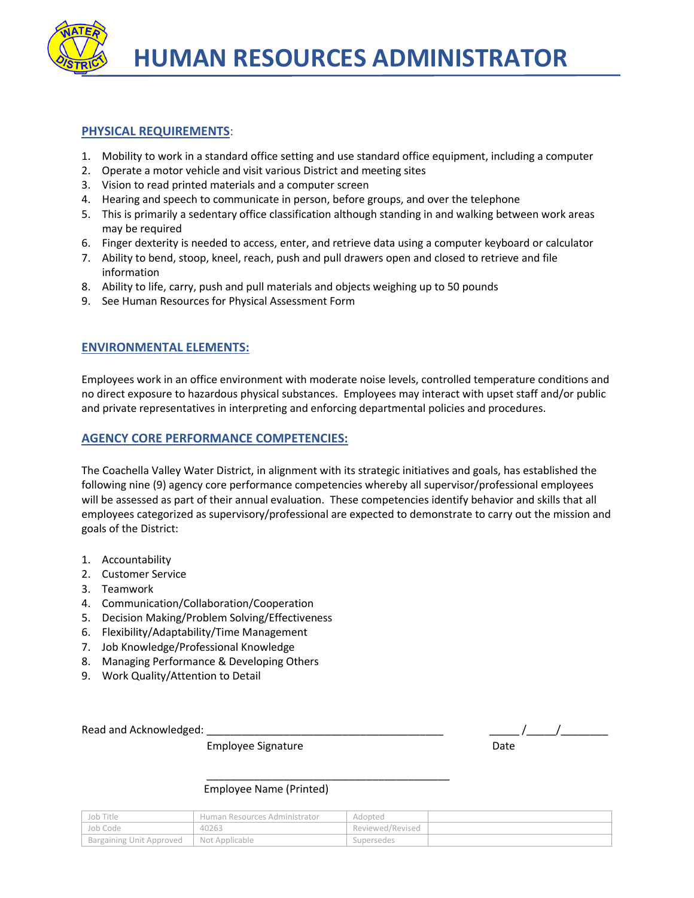# HUMAN RESOURCES ADMINISTRATOR

## PHYSICAL REQUIREMENTS:

1. Mobility to work in a standard office setting and use standard office equipment, including a computer
2. Operate a motor vehicle and visit various District and meeting sites
3. Vision to read printed materials and a computer screen
4. Hearing and speech to communicate in person, before groups, and over the telephone
5. This is primarily a sedentary office classification although standing in and walking between work areas may be required
6. Finger dexterity is needed to access, enter, and retrieve data using a computer keyboard or calculator
7. Ability to bend, stoop, kneel, reach, push and pull drawers open and closed to retrieve and file information
8. Ability to life, carry, push and pull materials and objects weighing up to 50 pounds
9. See Human Resources for Physical Assessment Form

## ENVIRONMENTAL ELEMENTS:

Employees work in an office environment with moderate noise levels, controlled temperature conditions and no direct exposure to hazardous physical substances. Employees may interact with upset staff and/or public and private representatives in interpreting and enforcing departmental policies and procedures.

## AGENCY CORE PERFORMANCE COMPETENCIES:

The Coachella Valley Water District, in alignment with its strategic initiatives and goals, has established the following nine (9) agency core performance competencies whereby all supervisor/professional employees will be assessed as part of their annual evaluation. These competencies identify behavior and skills that all employees categorized as supervisory/professional are expected to demonstrate to carry out the mission and goals of the District:

1. Accountability
2. Customer Service
3. Teamwork
4. Communication/Collaboration/Cooperation
5. Decision Making/Problem Solving/Effectiveness
6. Flexibility/Adaptability/Time Management
7. Job Knowledge/Professional Knowledge
8. Managing Performance & Developing Others
9. Work Quality/Attention to Detail

Read and Acknowledged: ________________________________________ _____/_____/________

Employee Signature Date

________________________________________

Employee Name (Printed)

| | | | |
|---|---|---|---|
| Job Title | Human Resources Administrator | Adopted | |
| Job Code | 40263 | Reviewed/Revised | |
| Bargaining Unit Approved | Not Applicable | Supersedes | |